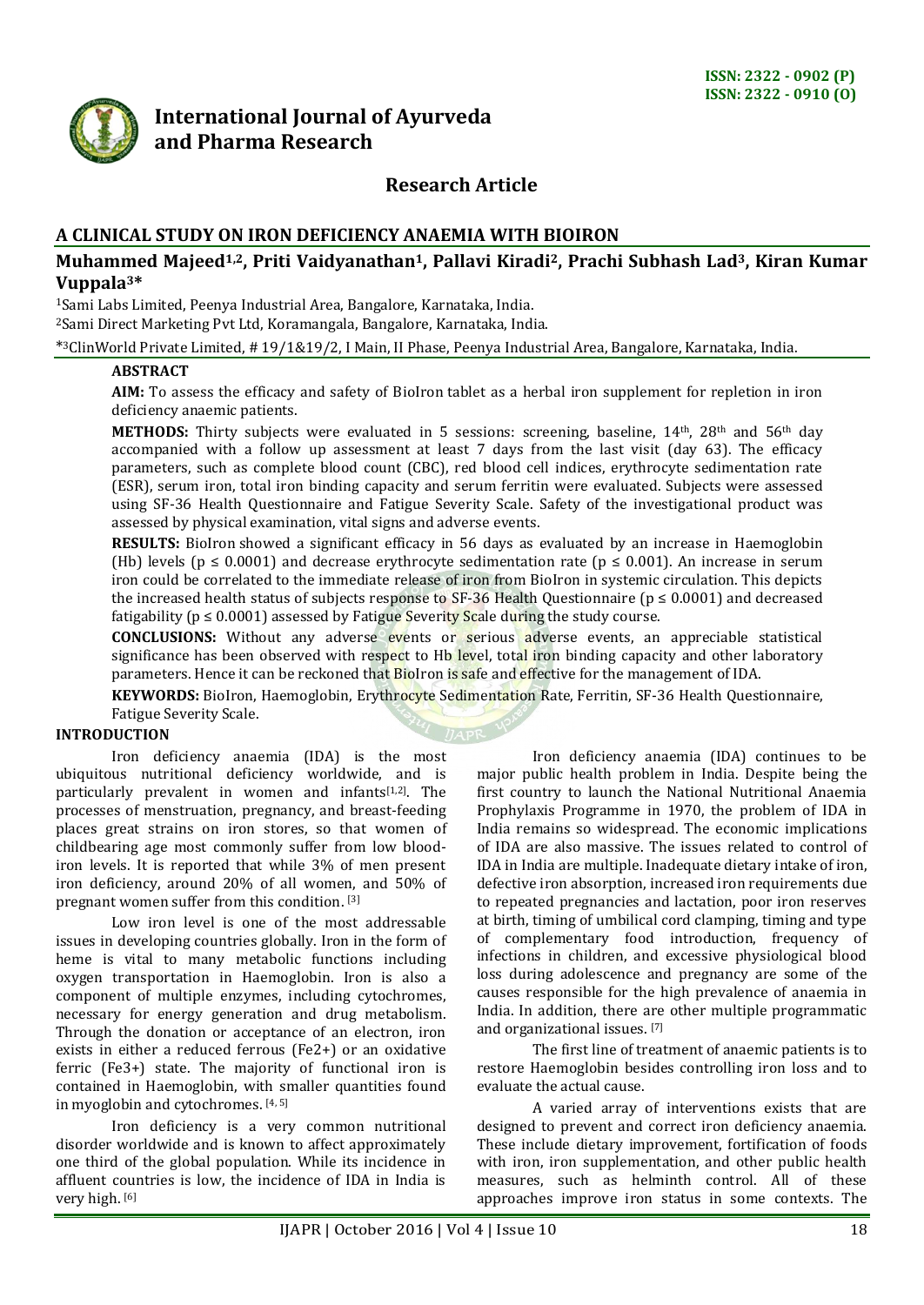ISSN: 2322 - 0902 (P)
ISSN: 2322 - 0910 (O)

# International Journal of Ayurveda and Pharma Research

## Research Article

# A CLINICAL STUDY ON IRON DEFICIENCY ANAEMIA WITH BIOIRON

**Muhammed Majeed[1,2], Priti Vaidyanathan[1], Pallavi Kiradi[2], Prachi Subhash Lad[3], Kiran Kumar Vuppala[3*]**

[1]Sami Labs Limited, Peenya Industrial Area, Bangalore, Karnataka, India.
[2]Sami Direct Marketing Pvt Ltd, Koramangala, Bangalore, Karnataka, India.
*[3]ClinWorld Private Limited, # 19/1&19/2, I Main, II Phase, Peenya Industrial Area, Bangalore, Karnataka, India.

### ABSTRACT

**AIM:** To assess the efficacy and safety of BioIron tablet as a herbal iron supplement for repletion in iron deficiency anaemic patients.

**METHODS:** Thirty subjects were evaluated in 5 sessions: screening, baseline, 14th, 28th and 56th day accompanied with a follow up assessment at least 7 days from the last visit (day 63). The efficacy parameters, such as complete blood count (CBC), red blood cell indices, erythrocyte sedimentation rate (ESR), serum iron, total iron binding capacity and serum ferritin were evaluated. Subjects were assessed using SF-36 Health Questionnaire and Fatigue Severity Scale. Safety of the investigational product was assessed by physical examination, vital signs and adverse events.

**RESULTS:** BioIron showed a significant efficacy in 56 days as evaluated by an increase in Haemoglobin (Hb) levels ($p \leq 0.0001$) and decrease erythrocyte sedimentation rate ($p \leq 0.001$). An increase in serum iron could be correlated to the immediate release of iron from BioIron in systemic circulation. This depicts the increased health status of subjects response to SF-36 Health Questionnaire ($p \leq 0.0001$) and decreased fatigability ($p \leq 0.0001$) assessed by Fatigue Severity Scale during the study course.

**CONCLUSIONS:** Without any adverse events or serious adverse events, an appreciable statistical significance has been observed with respect to Hb level, total iron binding capacity and other laboratory parameters. Hence it can be reckoned that BioIron is safe and effective for the management of IDA.

**KEYWORDS:** BioIron, Haemoglobin, Erythrocyte Sedimentation Rate, Ferritin, SF-36 Health Questionnaire, Fatigue Severity Scale.

### INTRODUCTION

Iron deficiency anaemia (IDA) is the most ubiquitous nutritional deficiency worldwide, and is particularly prevalent in women and infants[1,2]. The processes of menstruation, pregnancy, and breast-feeding places great strains on iron stores, so that women of childbearing age most commonly suffer from low blood-iron levels. It is reported that while 3% of men present iron deficiency, around 20% of all women, and 50% of pregnant women suffer from this condition. [3]

Low iron level is one of the most addressable issues in developing countries globally. Iron in the form of heme is vital to many metabolic functions including oxygen transportation in Haemoglobin. Iron is also a component of multiple enzymes, including cytochromes, necessary for energy generation and drug metabolism. Through the donation or acceptance of an electron, iron exists in either a reduced ferrous ($Fe^{2+}$) or an oxidative ferric ($Fe^{3+}$) state. The majority of functional iron is contained in Haemoglobin, with smaller quantities found in myoglobin and cytochromes. [4, 5]

Iron deficiency is a very common nutritional disorder worldwide and is known to affect approximately one third of the global population. While its incidence in affluent countries is low, the incidence of IDA in India is very high. [6]

Iron deficiency anaemia (IDA) continues to be major public health problem in India. Despite being the first country to launch the National Nutritional Anaemia Prophylaxis Programme in 1970, the problem of IDA in India remains so widespread. The economic implications of IDA are also massive. The issues related to control of IDA in India are multiple. Inadequate dietary intake of iron, defective iron absorption, increased iron requirements due to repeated pregnancies and lactation, poor iron reserves at birth, timing of umbilical cord clamping, timing and type of complementary food introduction, frequency of infections in children, and excessive physiological blood loss during adolescence and pregnancy are some of the causes responsible for the high prevalence of anaemia in India. In addition, there are other multiple programmatic and organizational issues. [7]

The first line of treatment of anaemic patients is to restore Haemoglobin besides controlling iron loss and to evaluate the actual cause.

A varied array of interventions exists that are designed to prevent and correct iron deficiency anaemia. These include dietary improvement, fortification of foods with iron, iron supplementation, and other public health measures, such as helminth control. All of these approaches improve iron status in some contexts. The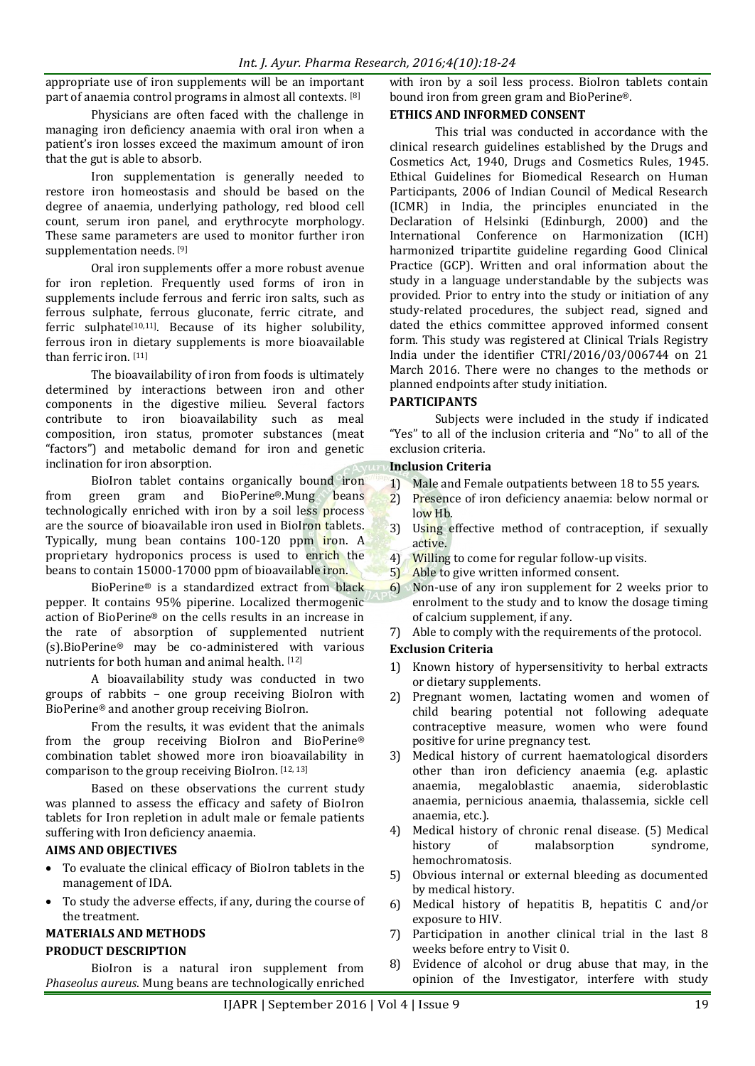appropriate use of iron supplements will be an important part of anaemia control programs in almost all contexts. [8]

Physicians are often faced with the challenge in managing iron deficiency anaemia with oral iron when a patient's iron losses exceed the maximum amount of iron that the gut is able to absorb.

Iron supplementation is generally needed to restore iron homeostasis and should be based on the degree of anaemia, underlying pathology, red blood cell count, serum iron panel, and erythrocyte morphology. These same parameters are used to monitor further iron supplementation needs. [9]

Oral iron supplements offer a more robust avenue for iron repletion. Frequently used forms of iron in supplements include ferrous and ferric iron salts, such as ferrous sulphate, ferrous gluconate, ferric citrate, and ferric sulphate[10,11]. Because of its higher solubility, ferrous iron in dietary supplements is more bioavailable than ferric iron. [11]

The bioavailability of iron from foods is ultimately determined by interactions between iron and other components in the digestive milieu. Several factors contribute to iron bioavailability such as meal composition, iron status, promoter substances (meat "factors") and metabolic demand for iron and genetic inclination for iron absorption.

BioIron tablet contains organically bound iron from green gram and BioPerine®.Mung beans technologically enriched with iron by a soil less process are the source of bioavailable iron used in BioIron tablets. Typically, mung bean contains 100-120 ppm iron. A proprietary hydroponics process is used to enrich the beans to contain 15000-17000 ppm of bioavailable iron.

BioPerine® is a standardized extract from black pepper. It contains 95% piperine. Localized thermogenic action of BioPerine® on the cells results in an increase in the rate of absorption of supplemented nutrient (s).BioPerine® may be co-administered with various nutrients for both human and animal health. [12]

A bioavailability study was conducted in two groups of rabbits – one group receiving BioIron with BioPerine® and another group receiving BioIron.

From the results, it was evident that the animals from the group receiving BioIron and BioPerine® combination tablet showed more iron bioavailability in comparison to the group receiving BioIron. [12, 13]

Based on these observations the current study was planned to assess the efficacy and safety of BioIron tablets for Iron repletion in adult male or female patients suffering with Iron deficiency anaemia.

## AIMS AND OBJECTIVES

- To evaluate the clinical efficacy of BioIron tablets in the management of IDA.
- To study the adverse effects, if any, during the course of the treatment.

## MATERIALS AND METHODS

### PRODUCT DESCRIPTION

BioIron is a natural iron supplement from *Phaseolus aureus*. Mung beans are technologically enriched with iron by a soil less process. BioIron tablets contain bound iron from green gram and BioPerine®.

### ETHICS AND INFORMED CONSENT

This trial was conducted in accordance with the clinical research guidelines established by the Drugs and Cosmetics Act, 1940, Drugs and Cosmetics Rules, 1945. Ethical Guidelines for Biomedical Research on Human Participants, 2006 of Indian Council of Medical Research (ICMR) in India, the principles enunciated in the Declaration of Helsinki (Edinburgh, 2000) and the International Conference on Harmonization (ICH) harmonized tripartite guideline regarding Good Clinical Practice (GCP). Written and oral information about the study in a language understandable by the subjects was provided. Prior to entry into the study or initiation of any study-related procedures, the subject read, signed and dated the ethics committee approved informed consent form. This study was registered at Clinical Trials Registry India under the identifier CTRI/2016/03/006744 on 21 March 2016. There were no changes to the methods or planned endpoints after study initiation.

### PARTICIPANTS

Subjects were included in the study if indicated "Yes" to all of the inclusion criteria and "No" to all of the exclusion criteria.

#### Inclusion Criteria

1) Male and Female outpatients between 18 to 55 years.
2) Presence of iron deficiency anaemia: below normal or low Hb.
3) Using effective method of contraception, if sexually active.
4) Willing to come for regular follow-up visits.
5) Able to give written informed consent.
6) Non-use of any iron supplement for 2 weeks prior to enrolment to the study and to know the dosage timing of calcium supplement, if any.
7) Able to comply with the requirements of the protocol.

#### Exclusion Criteria

1) Known history of hypersensitivity to herbal extracts or dietary supplements.
2) Pregnant women, lactating women and women of child bearing potential not following adequate contraceptive measure, women who were found positive for urine pregnancy test.
3) Medical history of current haematological disorders other than iron deficiency anaemia (e.g. aplastic anaemia, megaloblastic anaemia, sideroblastic anaemia, pernicious anaemia, thalassemia, sickle cell anaemia, etc.).
4) Medical history of chronic renal disease. (5) Medical history of malabsorption syndrome, hemochromatosis.
5) Obvious internal or external bleeding as documented by medical history.
6) Medical history of hepatitis B, hepatitis C and/or exposure to HIV.
7) Participation in another clinical trial in the last 8 weeks before entry to Visit 0.
8) Evidence of alcohol or drug abuse that may, in the opinion of the Investigator, interfere with study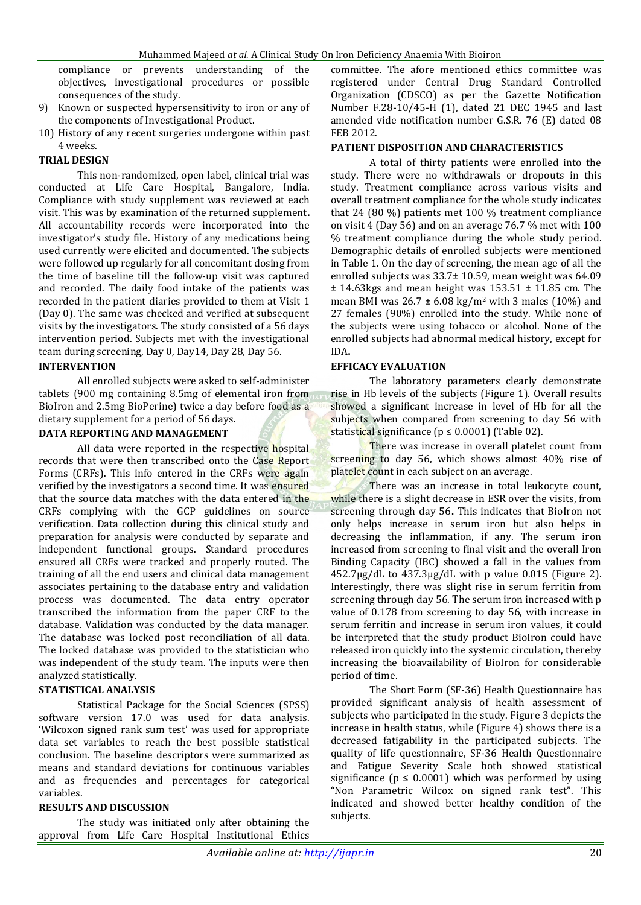compliance or prevents understanding of the objectives, investigational procedures or possible consequences of the study.

9) Known or suspected hypersensitivity to iron or any of the components of Investigational Product.
10) History of any recent surgeries undergone within past 4 weeks.

## TRIAL DESIGN

This non-randomized, open label, clinical trial was conducted at Life Care Hospital, Bangalore, India. Compliance with study supplement was reviewed at each visit. This was by examination of the returned supplement**.** All accountability records were incorporated into the investigator's study file. History of any medications being used currently were elicited and documented. The subjects were followed up regularly for all concomitant dosing from the time of baseline till the follow-up visit was captured and recorded. The daily food intake of the patients was recorded in the patient diaries provided to them at Visit 1 (Day 0). The same was checked and verified at subsequent visits by the investigators. The study consisted of a 56 days intervention period. Subjects met with the investigational team during screening, Day 0, Day14, Day 28, Day 56.

## INTERVENTION

All enrolled subjects were asked to self-administer tablets (900 mg containing 8.5mg of elemental iron from BioIron and 2.5mg BioPerine) twice a day before food as a dietary supplement for a period of 56 days.

## DATA REPORTING AND MANAGEMENT

All data were reported in the respective hospital records that were then transcribed onto the Case Report Forms (CRFs). This info entered in the CRFs were again verified by the investigators a second time. It was ensured that the source data matches with the data entered in the CRFs complying with the GCP guidelines on source verification. Data collection during this clinical study and preparation for analysis were conducted by separate and independent functional groups. Standard procedures ensured all CRFs were tracked and properly routed. The training of all the end users and clinical data management associates pertaining to the database entry and validation process was documented. The data entry operator transcribed the information from the paper CRF to the database. Validation was conducted by the data manager. The database was locked post reconciliation of all data. The locked database was provided to the statistician who was independent of the study team. The inputs were then analyzed statistically.

## STATISTICAL ANALYSIS

Statistical Package for the Social Sciences (SPSS) software version 17.0 was used for data analysis. 'Wilcoxon signed rank sum test' was used for appropriate data set variables to reach the best possible statistical conclusion. The baseline descriptors were summarized as means and standard deviations for continuous variables and as frequencies and percentages for categorical variables.

## RESULTS AND DISCUSSION

The study was initiated only after obtaining the approval from Life Care Hospital Institutional Ethics committee. The afore mentioned ethics committee was registered under Central Drug Standard Controlled Organization (CDSCO) as per the Gazette Notification Number F.28-10/45-H (1), dated 21 DEC 1945 and last amended vide notification number G.S.R. 76 (E) dated 08 FEB 2012.

## PATIENT DISPOSITION AND CHARACTERISTICS

A total of thirty patients were enrolled into the study. There were no withdrawals or dropouts in this study. Treatment compliance across various visits and overall treatment compliance for the whole study indicates that 24 (80 %) patients met 100 % treatment compliance on visit 4 (Day 56) and on an average 76.7 % met with 100 % treatment compliance during the whole study period. Demographic details of enrolled subjects were mentioned in Table 1. On the day of screening, the mean age of all the enrolled subjects was 33.7± 10.59, mean weight was 64.09 ± 14.63kgs and mean height was 153.51 ± 11.85 cm. The mean BMI was 26.7 ± 6.08 kg/m$^2$ with 3 males (10%) and 27 females (90%) enrolled into the study. While none of the subjects were using tobacco or alcohol. None of the enrolled subjects had abnormal medical history, except for IDA**.**

## EFFICACY EVALUATION

The laboratory parameters clearly demonstrate rise in Hb levels of the subjects (Figure 1). Overall results showed a significant increase in level of Hb for all the subjects when compared from screening to day 56 with statistical significance ($p \leq 0.0001$) (Table 02).

There was increase in overall platelet count from screening to day 56, which shows almost 40% rise of platelet count in each subject on an average.

There was an increase in total leukocyte count, while there is a slight decrease in ESR over the visits, from screening through day 56**.** This indicates that BioIron not only helps increase in serum iron but also helps in decreasing the inflammation, if any. The serum iron increased from screening to final visit and the overall Iron Binding Capacity (IBC) showed a fall in the values from 452.7µg/dL to 437.3µg/dL with p value 0.015 (Figure 2). Interestingly, there was slight rise in serum ferritin from screening through day 56. The serum iron increased with p value of 0.178 from screening to day 56, with increase in serum ferritin and increase in serum iron values, it could be interpreted that the study product BioIron could have released iron quickly into the systemic circulation, thereby increasing the bioavailability of BioIron for considerable period of time.

The Short Form (SF-36) Health Questionnaire has provided significant analysis of health assessment of subjects who participated in the study. Figure 3 depicts the increase in health status, while (Figure 4) shows there is a decreased fatigability in the participated subjects. The quality of life questionnaire, SF-36 Health Questionnaire and Fatigue Severity Scale both showed statistical significance ($p \leq 0.0001$) which was performed by using "Non Parametric Wilcox on signed rank test". This indicated and showed better healthy condition of the subjects.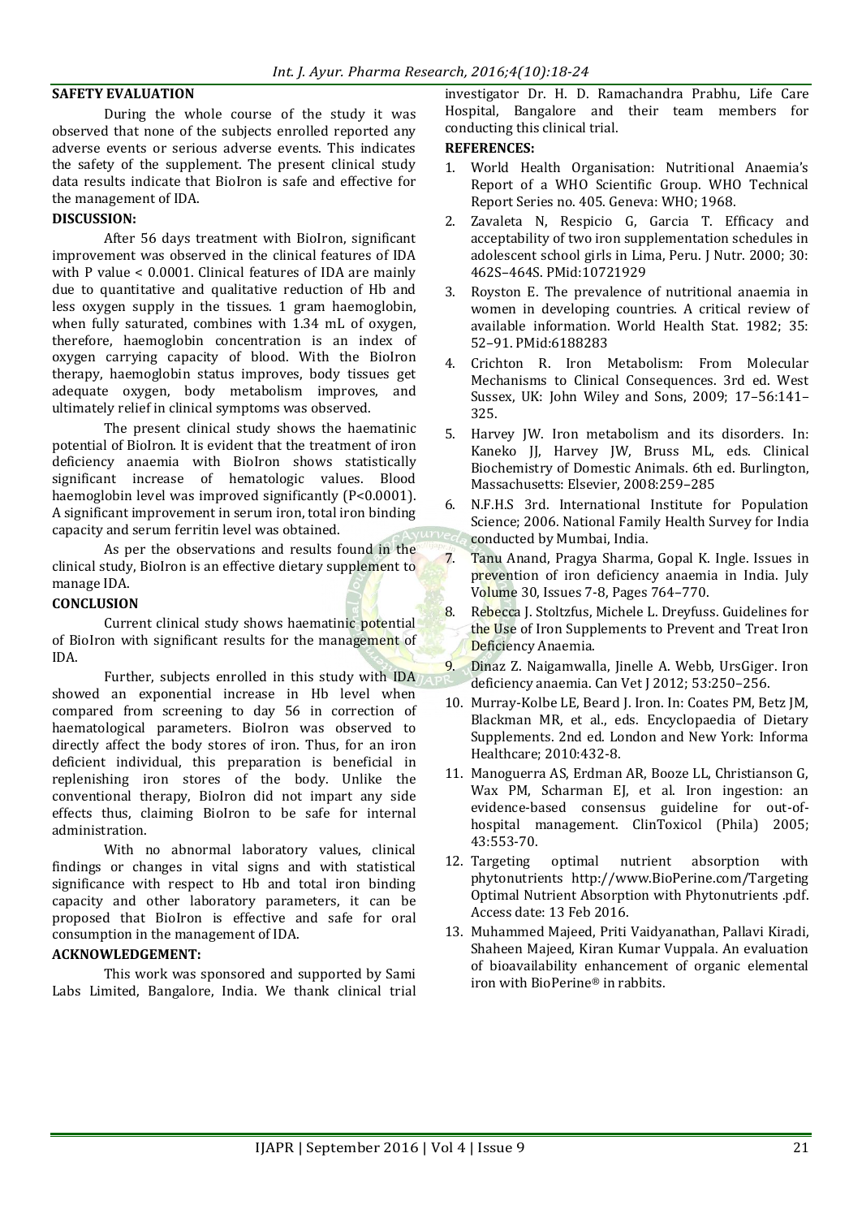### SAFETY EVALUATION

During the whole course of the study it was observed that none of the subjects enrolled reported any adverse events or serious adverse events. This indicates the safety of the supplement. The present clinical study data results indicate that BioIron is safe and effective for the management of IDA.

### DISCUSSION:

After 56 days treatment with BioIron, significant improvement was observed in the clinical features of IDA with P value < 0.0001. Clinical features of IDA are mainly due to quantitative and qualitative reduction of Hb and less oxygen supply in the tissues. 1 gram haemoglobin, when fully saturated, combines with 1.34 mL of oxygen, therefore, haemoglobin concentration is an index of oxygen carrying capacity of blood. With the BioIron therapy, haemoglobin status improves, body tissues get adequate oxygen, body metabolism improves, and ultimately relief in clinical symptoms was observed.

The present clinical study shows the haematinic potential of BioIron. It is evident that the treatment of iron deficiency anaemia with BioIron shows statistically significant increase of hematologic values. Blood haemoglobin level was improved significantly (P<0.0001). A significant improvement in serum iron, total iron binding capacity and serum ferritin level was obtained.

As per the observations and results found in the clinical study, BioIron is an effective dietary supplement to manage IDA.

### CONCLUSION

Current clinical study shows haematinic potential of BioIron with significant results for the management of IDA.

Further, subjects enrolled in this study with IDA showed an exponential increase in Hb level when compared from screening to day 56 in correction of haematological parameters. BioIron was observed to directly affect the body stores of iron. Thus, for an iron deficient individual, this preparation is beneficial in replenishing iron stores of the body. Unlike the conventional therapy, BioIron did not impart any side effects thus, claiming BioIron to be safe for internal administration.

With no abnormal laboratory values, clinical findings or changes in vital signs and with statistical significance with respect to Hb and total iron binding capacity and other laboratory parameters, it can be proposed that BioIron is effective and safe for oral consumption in the management of IDA.

### ACKNOWLEDGEMENT:

This work was sponsored and supported by Sami Labs Limited, Bangalore, India. We thank clinical trial investigator Dr. H. D. Ramachandra Prabhu, Life Care Hospital, Bangalore and their team members for conducting this clinical trial.

### REFERENCES:

1. World Health Organisation: Nutritional Anaemia's Report of a WHO Scientific Group. WHO Technical Report Series no. 405. Geneva: WHO; 1968.
2. Zavaleta N, Respicio G, Garcia T. Efficacy and acceptability of two iron supplementation schedules in adolescent school girls in Lima, Peru. J Nutr. 2000; 30: 462S–464S. PMid:10721929
3. Royston E. The prevalence of nutritional anaemia in women in developing countries. A critical review of available information. World Health Stat. 1982; 35: 52–91. PMid:6188283
4. Crichton R. Iron Metabolism: From Molecular Mechanisms to Clinical Consequences. 3rd ed. West Sussex, UK: John Wiley and Sons, 2009; 17–56:141–325.
5. Harvey JW. Iron metabolism and its disorders. In: Kaneko JJ, Harvey JW, Bruss ML, eds. Clinical Biochemistry of Domestic Animals. 6th ed. Burlington, Massachusetts: Elsevier, 2008:259–285
6. N.F.H.S 3rd. International Institute for Population Science; 2006. National Family Health Survey for India conducted by Mumbai, India.
7. Tanu Anand, Pragya Sharma, Gopal K. Ingle. Issues in prevention of iron deficiency anaemia in India. July Volume 30, Issues 7-8, Pages 764–770.
8. Rebecca J. Stoltzfus, Michele L. Dreyfuss. Guidelines for the Use of Iron Supplements to Prevent and Treat Iron Deficiency Anaemia.
9. Dinaz Z. Naigamwalla, Jinelle A. Webb, UrsGiger. Iron deficiency anaemia. Can Vet J 2012; 53:250–256.
10. Murray-Kolbe LE, Beard J. Iron. In: Coates PM, Betz JM, Blackman MR, et al., eds. Encyclopaedia of Dietary Supplements. 2nd ed. London and New York: Informa Healthcare; 2010:432-8.
11. Manoguerra AS, Erdman AR, Booze LL, Christianson G, Wax PM, Scharman EJ, et al. Iron ingestion: an evidence-based consensus guideline for out-of-hospital management. ClinToxicol (Phila) 2005; 43:553-70.
12. Targeting optimal nutrient absorption with phytonutrients http://www.BioPerine.com/Targeting Optimal Nutrient Absorption with Phytonutrients .pdf. Access date: 13 Feb 2016.
13. Muhammed Majeed, Priti Vaidyanathan, Pallavi Kiradi, Shaheen Majeed, Kiran Kumar Vuppala. An evaluation of bioavailability enhancement of organic elemental iron with BioPerine® in rabbits.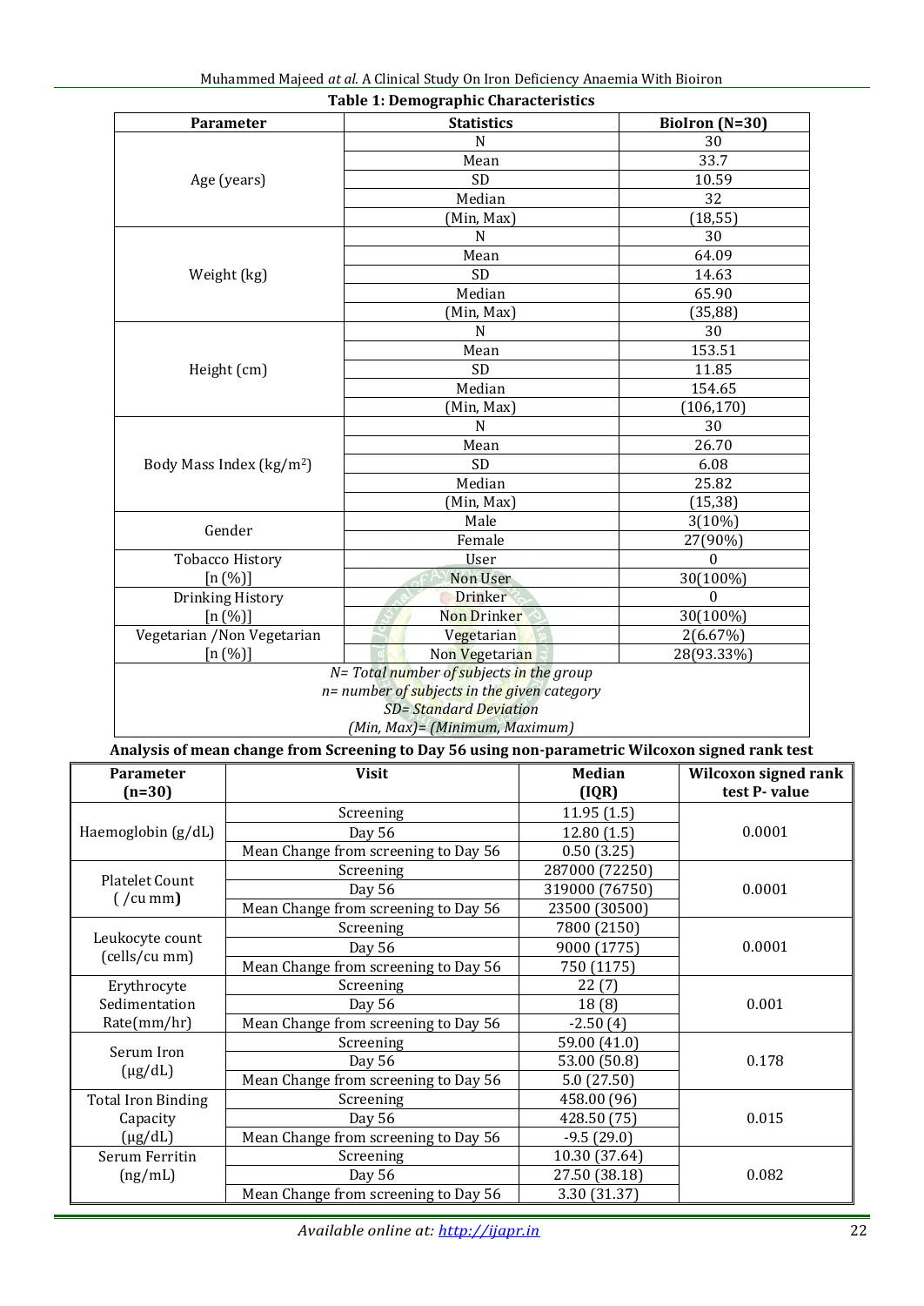**Table 1: Demographic Characteristics**

| Parameter | Statistics | BioIron (N=30) |
|---|---|---|
| Age (years) | N | 30 |
| | Mean | 33.7 |
| | SD | 10.59 |
| | Median | 32 |
| | (Min, Max) | (18,55) |
| Weight (kg) | N | 30 |
| | Mean | 64.09 |
| | SD | 14.63 |
| | Median | 65.90 |
| | (Min, Max) | (35,88) |
| Height (cm) | N | 30 |
| | Mean | 153.51 |
| | SD | 11.85 |
| | Median | 154.65 |
| | (Min, Max) | (106,170) |
| Body Mass Index (kg/m$^2$) | N | 30 |
| | Mean | 26.70 |
| | SD | 6.08 |
| | Median | 25.82 |
| | (Min, Max) | (15,38) |
| Gender | Male | 3(10%) |
| | Female | 27(90%) |
| Tobacco History [n (%)] | User | 0 |
| | Non User | 30(100%) |
| Drinking History [n (%)] | Drinker | 0 |
| | Non Drinker | 30(100%) |
| Vegetarian /Non Vegetarian [n (%)] | Vegetarian | 2(6.67%) |
| | Non Vegetarian | 28(93.33%) |

*N= Total number of subjects in the group*
*n= number of subjects in the given category*
*SD= Standard Deviation*
*(Min, Max)= (Minimum, Maximum)*

**Analysis of mean change from Screening to Day 56 using non-parametric Wilcoxon signed rank test**

| Parameter (n=30) | Visit | Median (IQR) | Wilcoxon signed rank test P- value |
|---|---|---|---|
| Haemoglobin (g/dL) | Screening | 11.95 (1.5) | 0.0001 |
| | Day 56 | 12.80 (1.5) | |
| | Mean Change from screening to Day 56 | 0.50 (3.25) | |
| Platelet Count ( /cu mm) | Screening | 287000 (72250) | 0.0001 |
| | Day 56 | 319000 (76750) | |
| | Mean Change from screening to Day 56 | 23500 (30500) | |
| Leukocyte count (cells/cu mm) | Screening | 7800 (2150) | 0.0001 |
| | Day 56 | 9000 (1775) | |
| | Mean Change from screening to Day 56 | 750 (1175) | |
| Erythrocyte Sedimentation Rate(mm/hr) | Screening | 22 (7) | 0.001 |
| | Day 56 | 18 (8) | |
| | Mean Change from screening to Day 56 | -2.50 (4) | |
| Serum Iron (µg/dL) | Screening | 59.00 (41.0) | 0.178 |
| | Day 56 | 53.00 (50.8) | |
| | Mean Change from screening to Day 56 | 5.0 (27.50) | |
| Total Iron Binding Capacity (µg/dL) | Screening | 458.00 (96) | 0.015 |
| | Day 56 | 428.50 (75) | |
| | Mean Change from screening to Day 56 | -9.5 (29.0) | |
| Serum Ferritin (ng/mL) | Screening | 10.30 (37.64) | 0.082 |
| | Day 56 | 27.50 (38.18) | |
| | Mean Change from screening to Day 56 | 3.30 (31.37) | |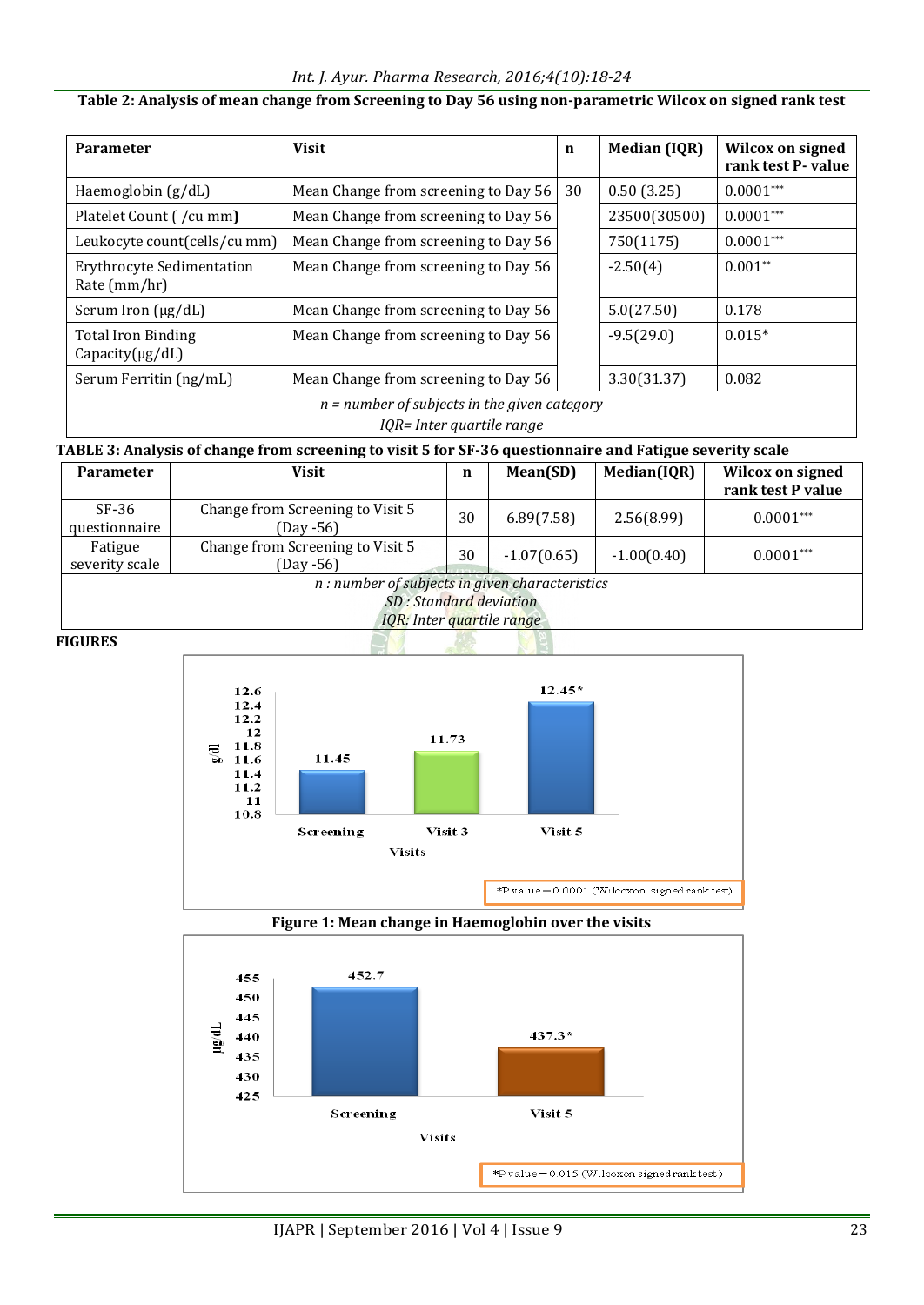**Table 2: Analysis of mean change from Screening to Day 56 using non-parametric Wilcox on signed rank test**

| Parameter | Visit | n | Median (IQR) | Wilcox on signed rank test P- value |
|---|---|---|---|---|
| Haemoglobin (g/dL) | Mean Change from screening to Day 56 | 30 | 0.50 (3.25) | 0.0001*** |
| Platelet Count ( /cu mm) | Mean Change from screening to Day 56 | | 23500(30500) | 0.0001*** |
| Leukocyte count(cells/cu mm) | Mean Change from screening to Day 56 | | 750(1175) | 0.0001*** |
| Erythrocyte Sedimentation Rate (mm/hr) | Mean Change from screening to Day 56 | | -2.50(4) | 0.001** |
| Serum Iron (μg/dL) | Mean Change from screening to Day 56 | | 5.0(27.50) | 0.178 |
| Total Iron Binding Capacity(μg/dL) | Mean Change from screening to Day 56 | | -9.5(29.0) | 0.015* |
| Serum Ferritin (ng/mL) | Mean Change from screening to Day 56 | | 3.30(31.37) | 0.082 |

*n = number of subjects in the given category*
*IQR= Inter quartile range*

**TABLE 3: Analysis of change from screening to visit 5 for SF-36 questionnaire and Fatigue severity scale**

| Parameter | Visit | n | Mean(SD) | Median(IQR) | Wilcox on signed rank test P value |
|---|---|---|---|---|---|
| SF-36 questionnaire | Change from Screening to Visit 5 (Day -56) | 30 | 6.89(7.58) | 2.56(8.99) | 0.0001*** |
| Fatigue severity scale | Change from Screening to Visit 5 (Day -56) | 30 | -1.07(0.65) | -1.00(0.40) | 0.0001*** |

*n : number of subjects in given characteristics*
*SD : Standard deviation*
*IQR: Inter quartile range*

**FIGURES**

**Figure 1: Mean change in Haemoglobin over the visits**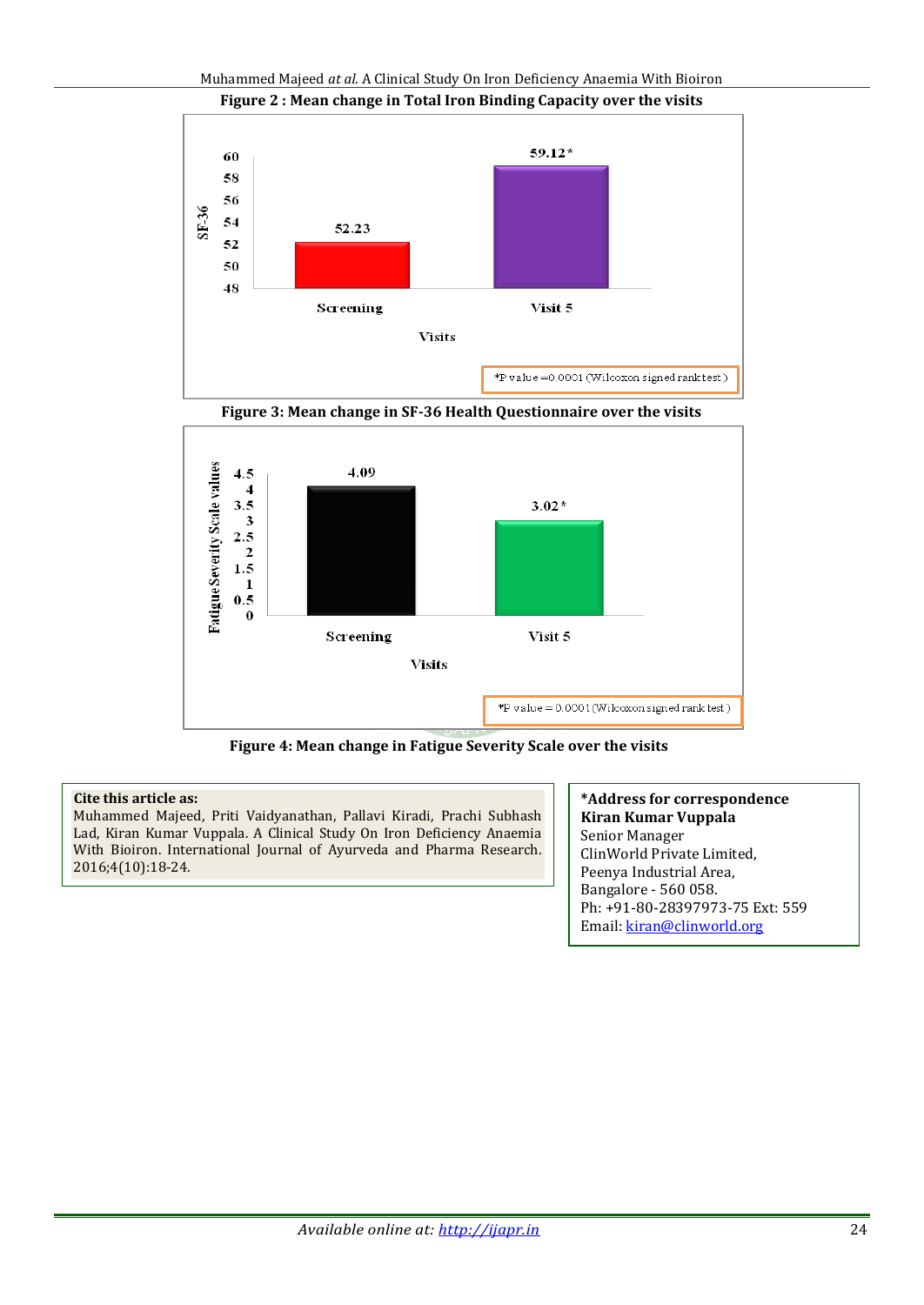**Figure 2 : Mean change in Total Iron Binding Capacity over the visits**

SF-36

60
58
56
54
52
50
48

52.23

59.12*

Screening

Visit 5

Visits

*P value =0.0001 (Wilcoxon signed rank test )

**Figure 3: Mean change in SF-36 Health Questionnaire over the visits**

Fatigue Severity Scale values

4.5
4
3.5
3
2.5
2
1.5
1
0.5
0

4.09

3.02*

Screening

Visit 5

Visits

*P value = 0.0001 (Wilcoxon signed rank test )

**Figure 4: Mean change in Fatigue Severity Scale over the visits**

**Cite this article as:**
Muhammed Majeed, Priti Vaidyanathan, Pallavi Kiradi, Prachi Subhash Lad, Kiran Kumar Vuppala. A Clinical Study On Iron Deficiency Anaemia With Bioiron. International Journal of Ayurveda and Pharma Research. 2016;4(10):18-24.

**\*Address for correspondence**
**Kiran Kumar Vuppala**
Senior Manager
ClinWorld Private Limited,
Peenya Industrial Area,
Bangalore - 560 058.
Ph: +91-80-28397973-75 Ext: 559
Email: kiran@clinworld.org